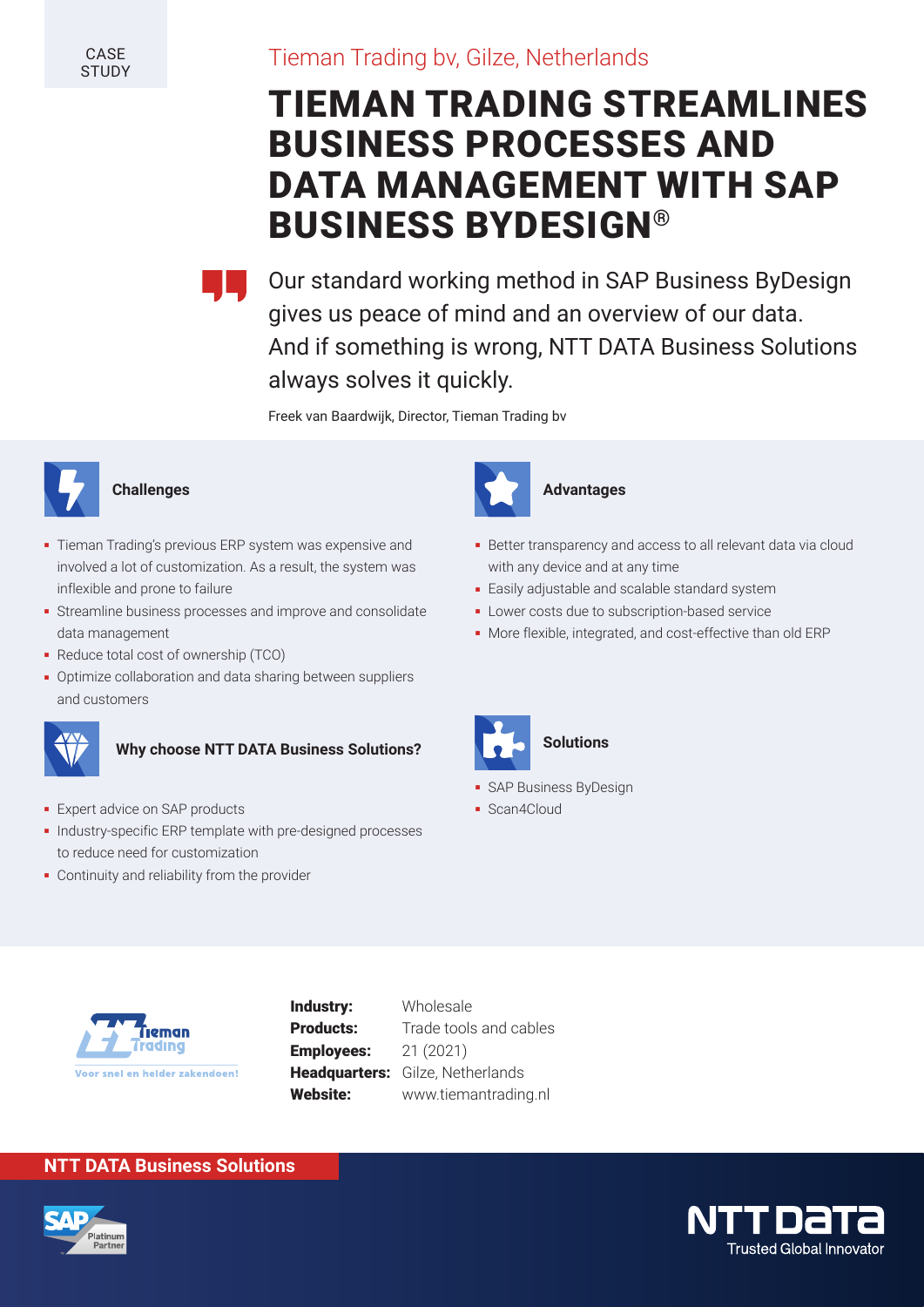CASE STUDY

Tieman Trading bv, Gilze, Netherlands

# TIEMAN TRADING STREAMLINES BUSINESS PROCESSES AND DATA MANAGEMENT WITH SAP BUSINESS BYDESIGN®

> Our standard working method in SAP Business ByDesign gives us peace of mind and an overview of our data. And if something is wrong, NTT DATA Business Solutions always solves it quickly.
>
> Freek van Baardwijk, Director, Tieman Trading bv

## Challenges

- Tieman Trading's previous ERP system was expensive and involved a lot of customization. As a result, the system was inflexible and prone to failure
- Streamline business processes and improve and consolidate data management
- Reduce total cost of ownership (TCO)
- Optimize collaboration and data sharing between suppliers and customers

## Why choose NTT DATA Business Solutions?

- Expert advice on SAP products
- Industry-specific ERP template with pre-designed processes to reduce need for customization
- Continuity and reliability from the provider

## Advantages

- Better transparency and access to all relevant data via cloud with any device and at any time
- Easily adjustable and scalable standard system
- Lower costs due to subscription-based service
- More flexible, integrated, and cost-effective than old ERP

## Solutions

- SAP Business ByDesign
- Scan4Cloud

Tieman Trading – Voor snel en helder zakendoen!

**Industry:** Wholesale
**Products:** Trade tools and cables
**Employees:** 21 (2021)
**Headquarters:** Gilze, Netherlands
**Website:** www.tiemantrading.nl

NTT DATA Business Solutions

SAP Platinum Partner

NTT DATA Trusted Global Innovator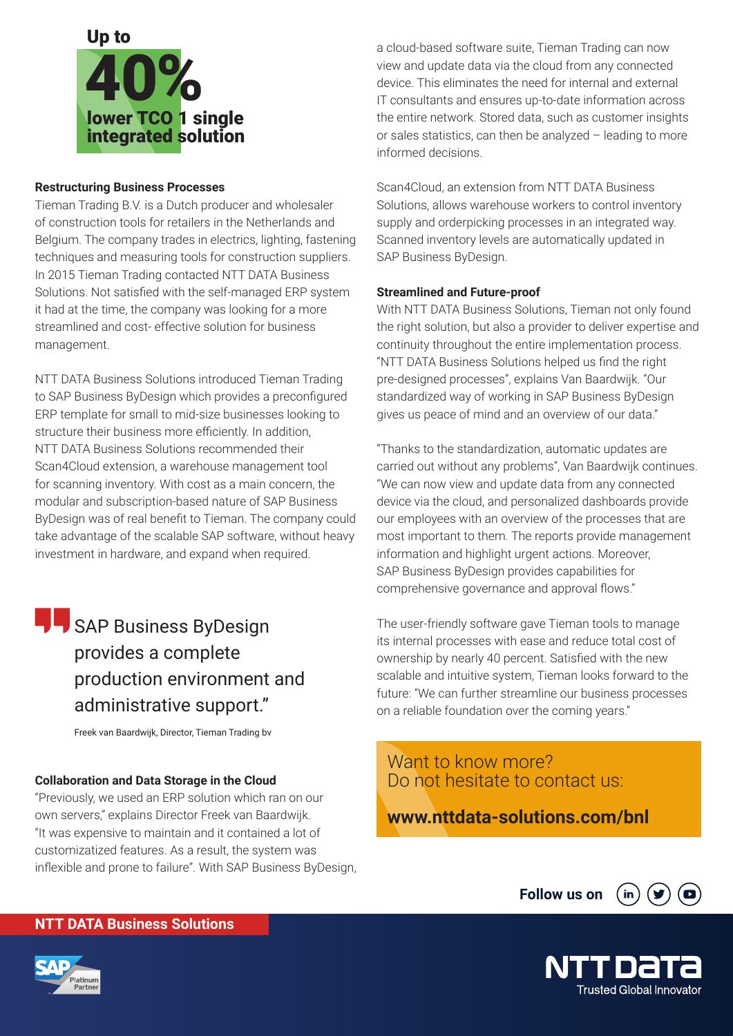Up to

**40%**

**lower TCO**

**1 single integrated solution**

### Restructuring Business Processes

Tieman Trading B.V. is a Dutch producer and wholesaler of construction tools for retailers in the Netherlands and Belgium. The company trades in electrics, lighting, fastening techniques and measuring tools for construction suppliers. In 2015 Tieman Trading contacted NTT DATA Business Solutions. Not satisfied with the self-managed ERP system it had at the time, the company was looking for a more streamlined and cost- effective solution for business management.

NTT DATA Business Solutions introduced Tieman Trading to SAP Business ByDesign which provides a preconfigured ERP template for small to mid-size businesses looking to structure their business more efficiently. In addition, NTT DATA Business Solutions recommended their Scan4Cloud extension, a warehouse management tool for scanning inventory. With cost as a main concern, the modular and subscription-based nature of SAP Business ByDesign was of real benefit to Tieman. The company could take advantage of the scalable SAP software, without heavy investment in hardware, and expand when required.

> SAP Business ByDesign provides a complete production environment and administrative support."
>
> Freek van Baardwijk, Director, Tieman Trading bv

### Collaboration and Data Storage in the Cloud

"Previously, we used an ERP solution which ran on our own servers," explains Director Freek van Baardwijk. "It was expensive to maintain and it contained a lot of customizatized features. As a result, the system was inflexible and prone to failure". With SAP Business ByDesign, a cloud-based software suite, Tieman Trading can now view and update data via the cloud from any connected device. This eliminates the need for internal and external IT consultants and ensures up-to-date information across the entire network. Stored data, such as customer insights or sales statistics, can then be analyzed – leading to more informed decisions.

Scan4Cloud, an extension from NTT DATA Business Solutions, allows warehouse workers to control inventory supply and orderpicking processes in an integrated way. Scanned inventory levels are automatically updated in SAP Business ByDesign.

### Streamlined and Future-proof

With NTT DATA Business Solutions, Tieman not only found the right solution, but also a provider to deliver expertise and continuity throughout the entire implementation process. "NTT DATA Business Solutions helped us find the right pre-designed processes", explains Van Baardwijk. "Our standardized way of working in SAP Business ByDesign gives us peace of mind and an overview of our data."

"Thanks to the standardization, automatic updates are carried out without any problems", Van Baardwijk continues. "We can now view and update data from any connected device via the cloud, and personalized dashboards provide our employees with an overview of the processes that are most important to them. The reports provide management information and highlight urgent actions. Moreover, SAP Business ByDesign provides capabilities for comprehensive governance and approval flows."

The user-friendly software gave Tieman tools to manage its internal processes with ease and reduce total cost of ownership by nearly 40 percent. Satisfied with the new scalable and intuitive system, Tieman looks forward to the future: "We can further streamline our business processes on a reliable foundation over the coming years."

Want to know more?
Do not hesitate to contact us:

**www.nttdata-solutions.com/bnl**

**Follow us on**

**NTT DATA Business Solutions**

SAP Platinum Partner

NTT DATA Trusted Global Innovator